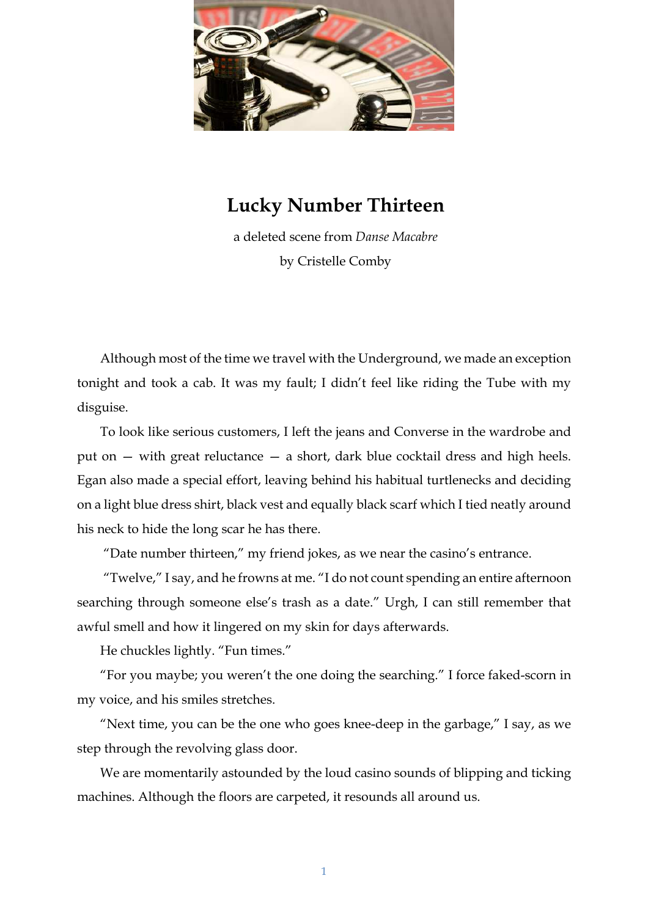# Lucky Number Thirteen

a deleted scene from *Danse Macabre*

by Cristelle Comby

Although most of the time we travel with the Underground, we made an exception tonight and took a cab. It was my fault; I didn't feel like riding the Tube with my disguise.

To look like serious customers, I left the jeans and Converse in the wardrobe and put on — with great reluctance — a short, dark blue cocktail dress and high heels. Egan also made a special effort, leaving behind his habitual turtlenecks and deciding on a light blue dress shirt, black vest and equally black scarf which I tied neatly around his neck to hide the long scar he has there.

"Date number thirteen," my friend jokes, as we near the casino's entrance.

"Twelve," I say, and he frowns at me. "I do not count spending an entire afternoon searching through someone else's trash as a date." Urgh, I can still remember that awful smell and how it lingered on my skin for days afterwards.

He chuckles lightly. "Fun times."

"For you maybe; you weren't the one doing the searching." I force faked-scorn in my voice, and his smiles stretches.

"Next time, you can be the one who goes knee-deep in the garbage," I say, as we step through the revolving glass door.

We are momentarily astounded by the loud casino sounds of blipping and ticking machines. Although the floors are carpeted, it resounds all around us.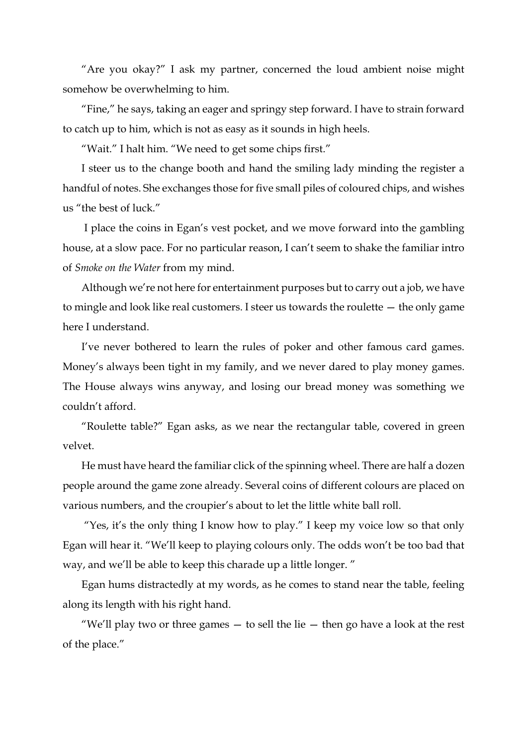"Are you okay?" I ask my partner, concerned the loud ambient noise might somehow be overwhelming to him.

"Fine," he says, taking an eager and springy step forward. I have to strain forward to catch up to him, which is not as easy as it sounds in high heels.

"Wait." I halt him. "We need to get some chips first."

I steer us to the change booth and hand the smiling lady minding the register a handful of notes. She exchanges those for five small piles of coloured chips, and wishes us "the best of luck."

I place the coins in Egan's vest pocket, and we move forward into the gambling house, at a slow pace. For no particular reason, I can't seem to shake the familiar intro of *Smoke on the Water* from my mind.

Although we're not here for entertainment purposes but to carry out a job, we have to mingle and look like real customers. I steer us towards the roulette — the only game here I understand.

I've never bothered to learn the rules of poker and other famous card games. Money's always been tight in my family, and we never dared to play money games. The House always wins anyway, and losing our bread money was something we couldn't afford.

"Roulette table?" Egan asks, as we near the rectangular table, covered in green velvet.

He must have heard the familiar click of the spinning wheel. There are half a dozen people around the game zone already. Several coins of different colours are placed on various numbers, and the croupier's about to let the little white ball roll.

"Yes, it's the only thing I know how to play." I keep my voice low so that only Egan will hear it. "We'll keep to playing colours only. The odds won't be too bad that way, and we'll be able to keep this charade up a little longer. "

Egan hums distractedly at my words, as he comes to stand near the table, feeling along its length with his right hand.

"We'll play two or three games — to sell the lie — then go have a look at the rest of the place."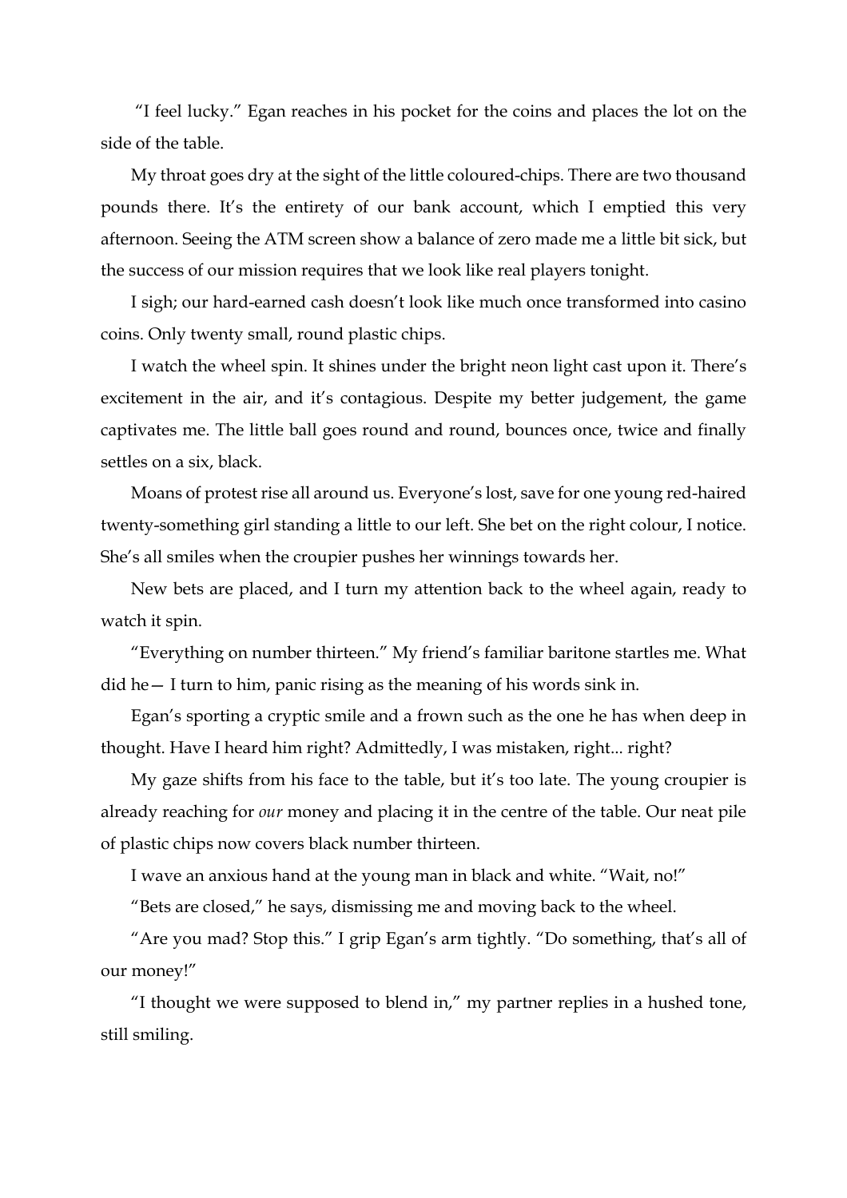"I feel lucky." Egan reaches in his pocket for the coins and places the lot on the side of the table.

My throat goes dry at the sight of the little coloured-chips. There are two thousand pounds there. It's the entirety of our bank account, which I emptied this very afternoon. Seeing the ATM screen show a balance of zero made me a little bit sick, but the success of our mission requires that we look like real players tonight.

I sigh; our hard-earned cash doesn't look like much once transformed into casino coins. Only twenty small, round plastic chips.

I watch the wheel spin. It shines under the bright neon light cast upon it. There's excitement in the air, and it's contagious. Despite my better judgement, the game captivates me. The little ball goes round and round, bounces once, twice and finally settles on a six, black.

Moans of protest rise all around us. Everyone's lost, save for one young red-haired twenty-something girl standing a little to our left. She bet on the right colour, I notice. She's all smiles when the croupier pushes her winnings towards her.

New bets are placed, and I turn my attention back to the wheel again, ready to watch it spin.

"Everything on number thirteen." My friend's familiar baritone startles me. What did he— I turn to him, panic rising as the meaning of his words sink in.

Egan's sporting a cryptic smile and a frown such as the one he has when deep in thought. Have I heard him right? Admittedly, I was mistaken, right... right?

My gaze shifts from his face to the table, but it's too late. The young croupier is already reaching for *our* money and placing it in the centre of the table. Our neat pile of plastic chips now covers black number thirteen.

I wave an anxious hand at the young man in black and white. "Wait, no!"

"Bets are closed," he says, dismissing me and moving back to the wheel.

"Are you mad? Stop this." I grip Egan's arm tightly. "Do something, that's all of our money!"

"I thought we were supposed to blend in," my partner replies in a hushed tone, still smiling.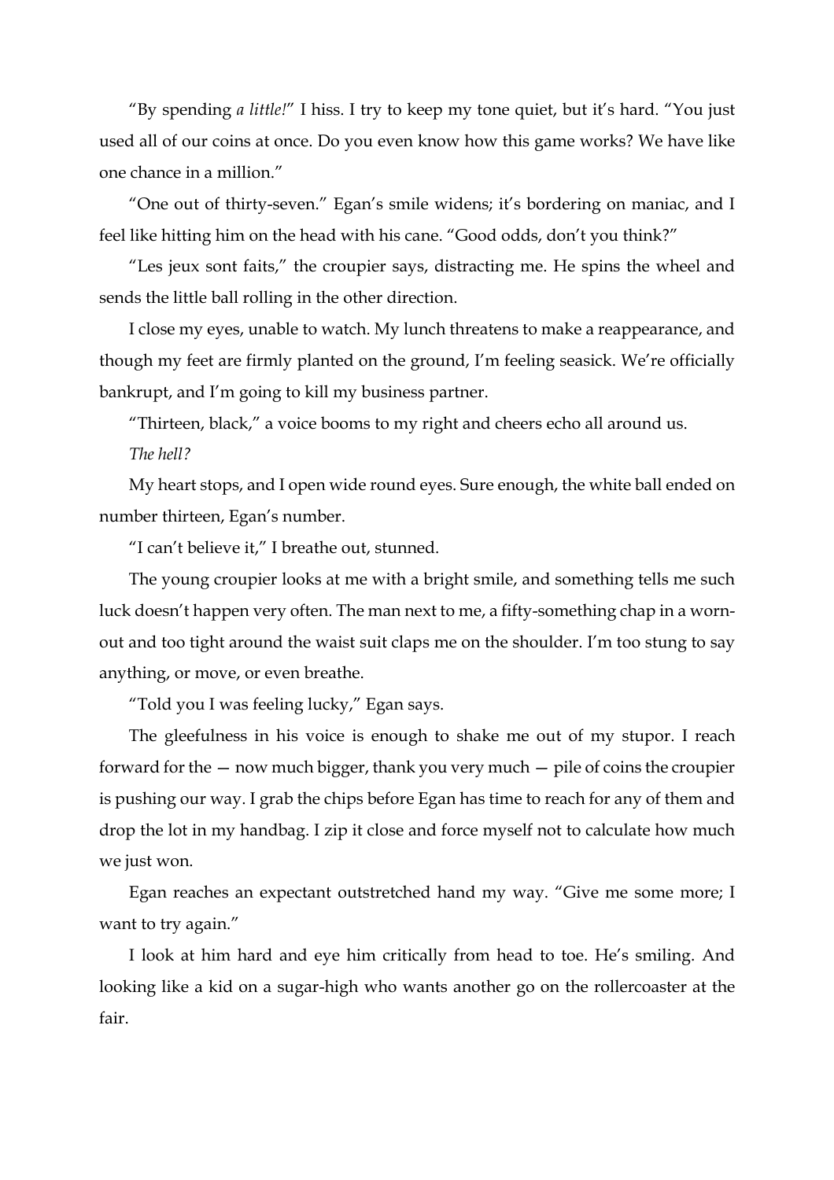"By spending *a little!*" I hiss. I try to keep my tone quiet, but it's hard. "You just used all of our coins at once. Do you even know how this game works? We have like one chance in a million."

"One out of thirty-seven." Egan's smile widens; it's bordering on maniac, and I feel like hitting him on the head with his cane. "Good odds, don't you think?"

"Les jeux sont faits," the croupier says, distracting me. He spins the wheel and sends the little ball rolling in the other direction.

I close my eyes, unable to watch. My lunch threatens to make a reappearance, and though my feet are firmly planted on the ground, I'm feeling seasick. We're officially bankrupt, and I'm going to kill my business partner.

"Thirteen, black," a voice booms to my right and cheers echo all around us.

*The hell?*

My heart stops, and I open wide round eyes. Sure enough, the white ball ended on number thirteen, Egan's number.

"I can't believe it," I breathe out, stunned.

The young croupier looks at me with a bright smile, and something tells me such luck doesn't happen very often. The man next to me, a fifty-something chap in a worn-out and too tight around the waist suit claps me on the shoulder. I'm too stung to say anything, or move, or even breathe.

"Told you I was feeling lucky," Egan says.

The gleefulness in his voice is enough to shake me out of my stupor. I reach forward for the — now much bigger, thank you very much — pile of coins the croupier is pushing our way. I grab the chips before Egan has time to reach for any of them and drop the lot in my handbag. I zip it close and force myself not to calculate how much we just won.

Egan reaches an expectant outstretched hand my way. "Give me some more; I want to try again."

I look at him hard and eye him critically from head to toe. He's smiling. And looking like a kid on a sugar-high who wants another go on the rollercoaster at the fair.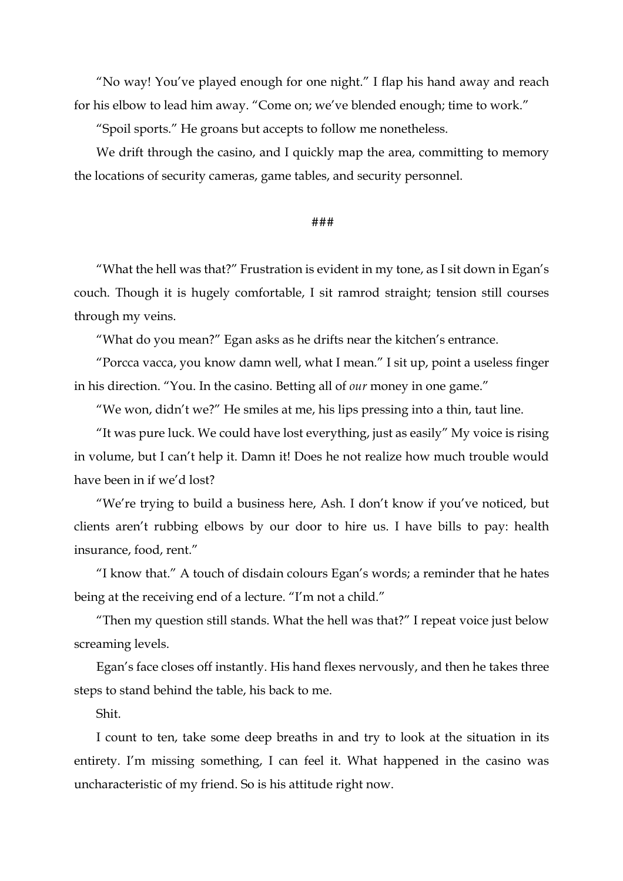"No way! You've played enough for one night." I flap his hand away and reach for his elbow to lead him away. "Come on; we've blended enough; time to work."

"Spoil sports." He groans but accepts to follow me nonetheless.

We drift through the casino, and I quickly map the area, committing to memory the locations of security cameras, game tables, and security personnel.

###

"What the hell was that?" Frustration is evident in my tone, as I sit down in Egan's couch. Though it is hugely comfortable, I sit ramrod straight; tension still courses through my veins.

"What do you mean?" Egan asks as he drifts near the kitchen's entrance.

"Porcca vacca, you know damn well, what I mean." I sit up, point a useless finger in his direction. "You. In the casino. Betting all of *our* money in one game."

"We won, didn't we?" He smiles at me, his lips pressing into a thin, taut line.

"It was pure luck. We could have lost everything, just as easily" My voice is rising in volume, but I can't help it. Damn it! Does he not realize how much trouble would have been in if we'd lost?

"We're trying to build a business here, Ash. I don't know if you've noticed, but clients aren't rubbing elbows by our door to hire us. I have bills to pay: health insurance, food, rent."

"I know that." A touch of disdain colours Egan's words; a reminder that he hates being at the receiving end of a lecture. "I'm not a child."

"Then my question still stands. What the hell was that?" I repeat voice just below screaming levels.

Egan's face closes off instantly. His hand flexes nervously, and then he takes three steps to stand behind the table, his back to me.

Shit.

I count to ten, take some deep breaths in and try to look at the situation in its entirety. I'm missing something, I can feel it. What happened in the casino was uncharacteristic of my friend. So is his attitude right now.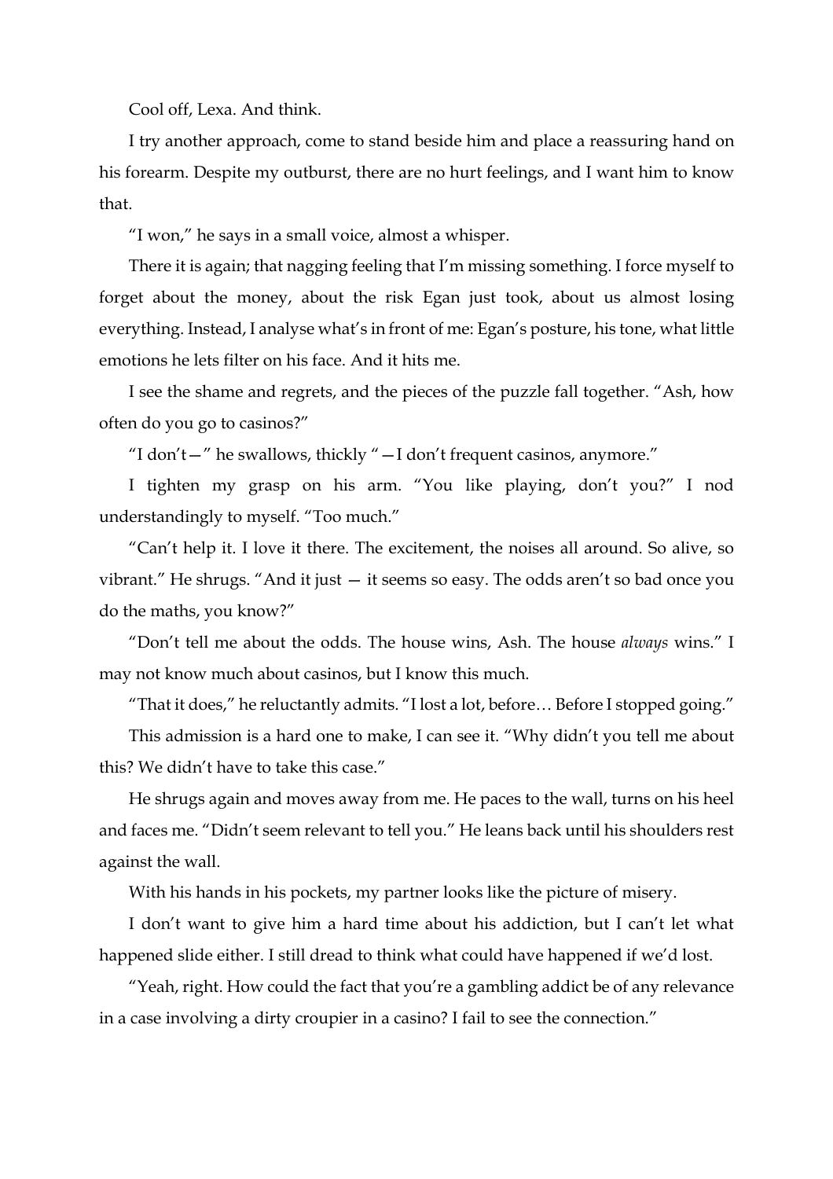Cool off, Lexa. And think.

I try another approach, come to stand beside him and place a reassuring hand on his forearm. Despite my outburst, there are no hurt feelings, and I want him to know that.

"I won," he says in a small voice, almost a whisper.

There it is again; that nagging feeling that I'm missing something. I force myself to forget about the money, about the risk Egan just took, about us almost losing everything. Instead, I analyse what's in front of me: Egan's posture, his tone, what little emotions he lets filter on his face. And it hits me.

I see the shame and regrets, and the pieces of the puzzle fall together. "Ash, how often do you go to casinos?"

"I don't—" he swallows, thickly "—I don't frequent casinos, anymore."

I tighten my grasp on his arm. "You like playing, don't you?" I nod understandingly to myself. "Too much."

"Can't help it. I love it there. The excitement, the noises all around. So alive, so vibrant." He shrugs. "And it just — it seems so easy. The odds aren't so bad once you do the maths, you know?"

"Don't tell me about the odds. The house wins, Ash. The house *always* wins." I may not know much about casinos, but I know this much.

"That it does," he reluctantly admits. "I lost a lot, before… Before I stopped going."

This admission is a hard one to make, I can see it. "Why didn't you tell me about this? We didn't have to take this case."

He shrugs again and moves away from me. He paces to the wall, turns on his heel and faces me. "Didn't seem relevant to tell you." He leans back until his shoulders rest against the wall.

With his hands in his pockets, my partner looks like the picture of misery.

I don't want to give him a hard time about his addiction, but I can't let what happened slide either. I still dread to think what could have happened if we'd lost.

"Yeah, right. How could the fact that you're a gambling addict be of any relevance in a case involving a dirty croupier in a casino? I fail to see the connection."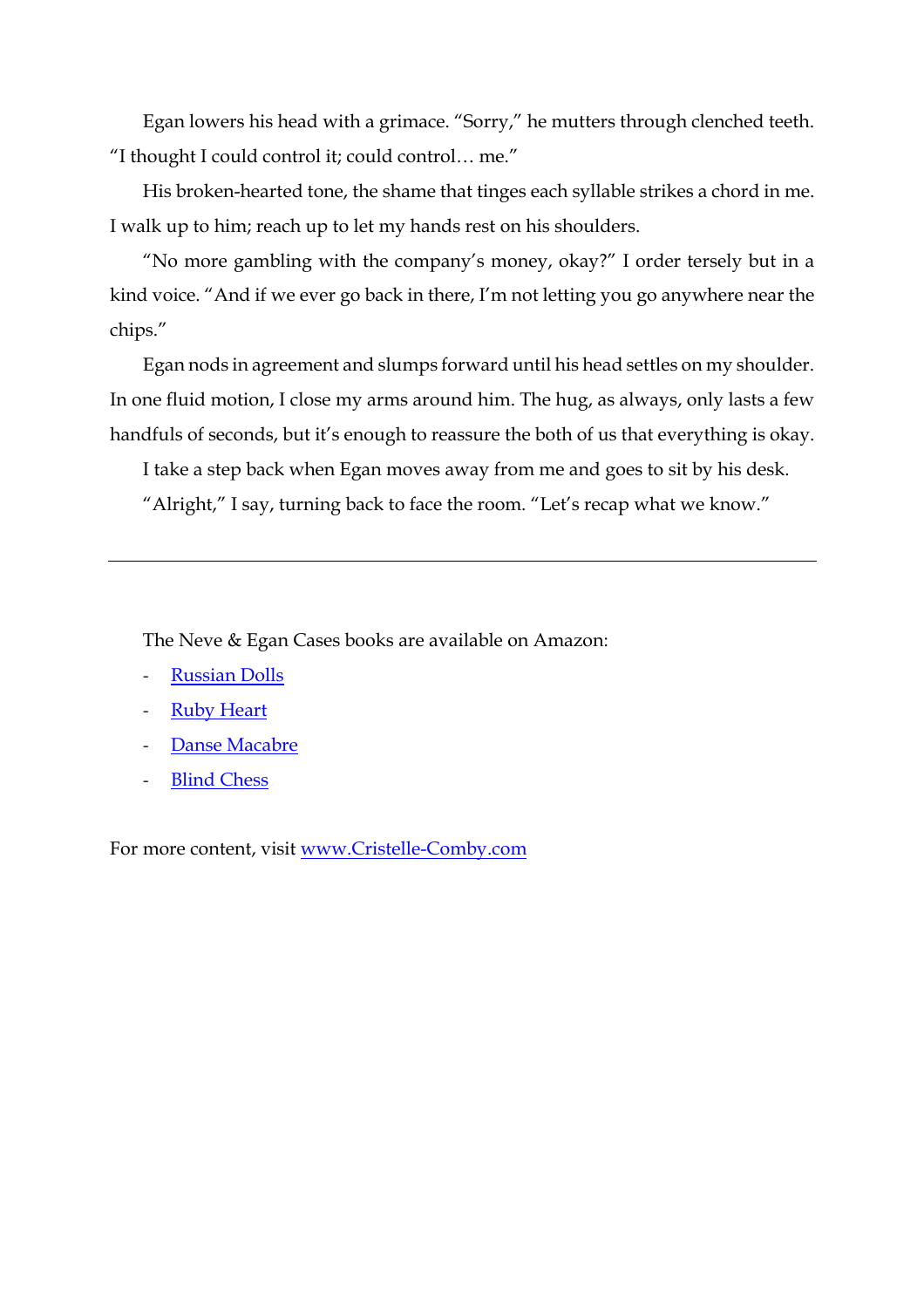Egan lowers his head with a grimace. "Sorry," he mutters through clenched teeth. "I thought I could control it; could control… me."

His broken-hearted tone, the shame that tinges each syllable strikes a chord in me. I walk up to him; reach up to let my hands rest on his shoulders.

"No more gambling with the company's money, okay?" I order tersely but in a kind voice. "And if we ever go back in there, I'm not letting you go anywhere near the chips."

Egan nods in agreement and slumps forward until his head settles on my shoulder. In one fluid motion, I close my arms around him. The hug, as always, only lasts a few handfuls of seconds, but it's enough to reassure the both of us that everything is okay.

I take a step back when Egan moves away from me and goes to sit by his desk.

"Alright," I say, turning back to face the room. "Let's recap what we know."

---

The Neve & Egan Cases books are available on Amazon:

- Russian Dolls
- Ruby Heart
- Danse Macabre
- Blind Chess

For more content, visit www.Cristelle-Comby.com